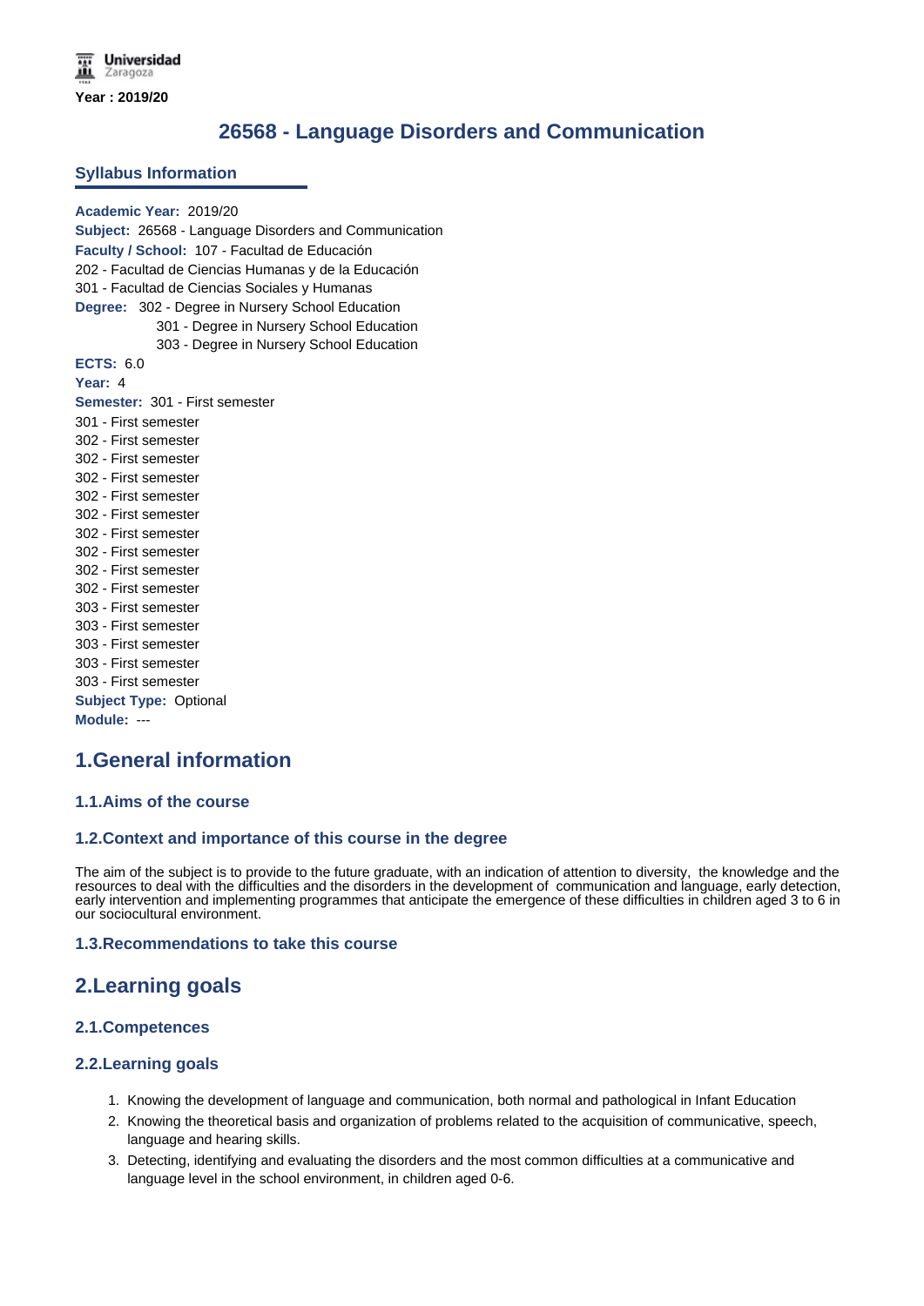Universidad Zaragoza

Year : 2019/20

# 26568 - Language Disorders and Communication

## Syllabus Information

**Academic Year:** 2019/20
**Subject:** 26568 - Language Disorders and Communication
**Faculty / School:** 107 - Facultad de Educación
202 - Facultad de Ciencias Humanas y de la Educación
301 - Facultad de Ciencias Sociales y Humanas
**Degree:** 302 - Degree in Nursery School Education
301 - Degree in Nursery School Education
303 - Degree in Nursery School Education
**ECTS:** 6.0
**Year:** 4
**Semester:** 301 - First semester
301 - First semester
302 - First semester
302 - First semester
302 - First semester
302 - First semester
302 - First semester
302 - First semester
302 - First semester
302 - First semester
302 - First semester
303 - First semester
303 - First semester
303 - First semester
303 - First semester
303 - First semester
**Subject Type:** Optional
**Module:** ---

# 1.General information

### 1.1.Aims of the course

### 1.2.Context and importance of this course in the degree

The aim of the subject is to provide to the future graduate, with an indication of attention to diversity, the knowledge and the resources to deal with the difficulties and the disorders in the development of communication and language, early detection, early intervention and implementing programmes that anticipate the emergence of these difficulties in children aged 3 to 6 in our sociocultural environment.

### 1.3.Recommendations to take this course

# 2.Learning goals

### 2.1.Competences

### 2.2.Learning goals

1. Knowing the development of language and communication, both normal and pathological in Infant Education
2. Knowing the theoretical basis and organization of problems related to the acquisition of communicative, speech, language and hearing skills.
3. Detecting, identifying and evaluating the disorders and the most common difficulties at a communicative and language level in the school environment, in children aged 0-6.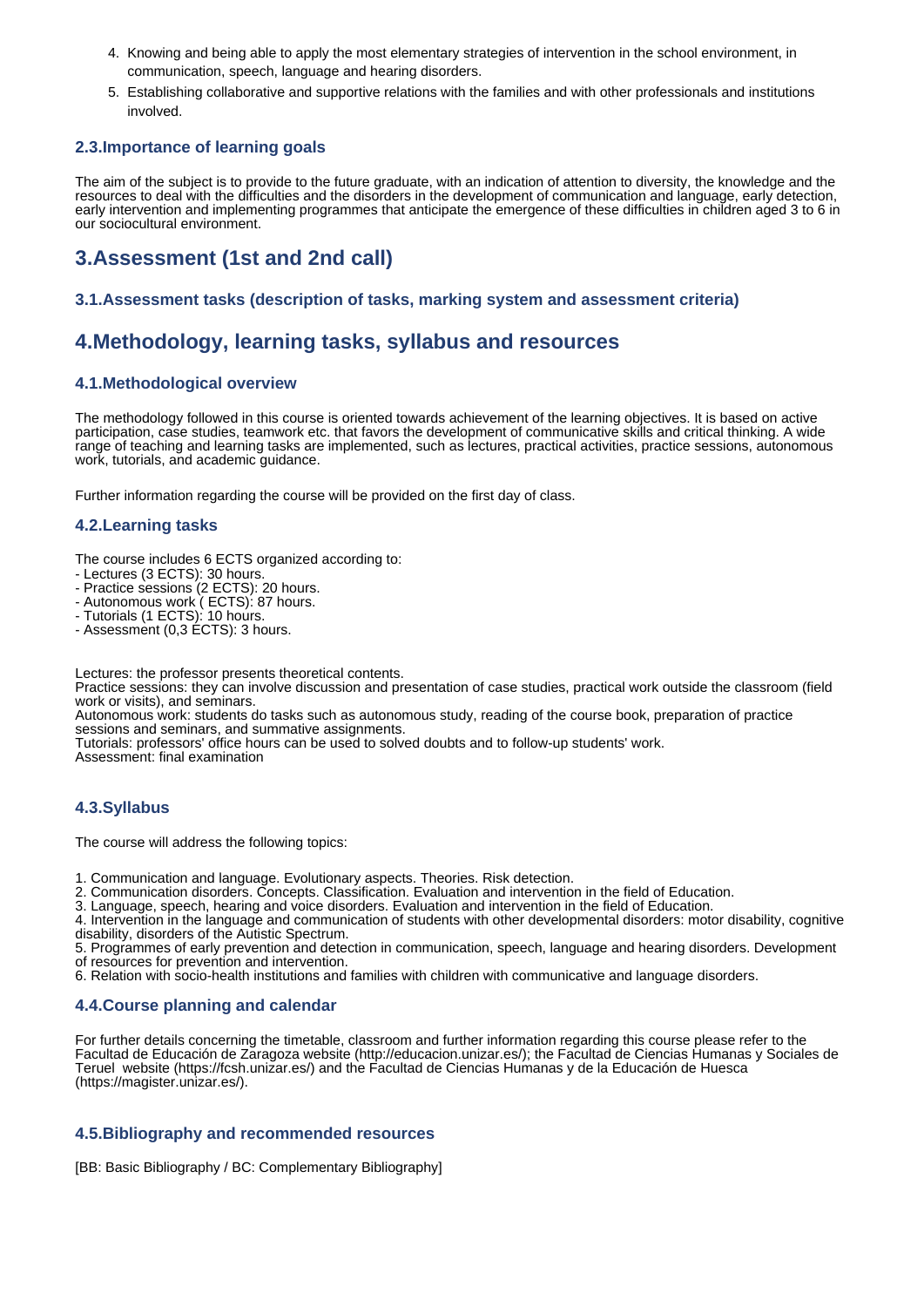4. Knowing and being able to apply the most elementary strategies of intervention in the school environment, in communication, speech, language and hearing disorders.
5. Establishing collaborative and supportive relations with the families and with other professionals and institutions involved.

### 2.3.Importance of learning goals

The aim of the subject is to provide to the future graduate, with an indication of attention to diversity, the knowledge and the resources to deal with the difficulties and the disorders in the development of communication and language, early detection, early intervention and implementing programmes that anticipate the emergence of these difficulties in children aged 3 to 6 in our sociocultural environment.

## 3.Assessment (1st and 2nd call)

### 3.1.Assessment tasks (description of tasks, marking system and assessment criteria)

## 4.Methodology, learning tasks, syllabus and resources

### 4.1.Methodological overview

The methodology followed in this course is oriented towards achievement of the learning objectives. It is based on active participation, case studies, teamwork etc. that favors the development of communicative skills and critical thinking. A wide range of teaching and learning tasks are implemented, such as lectures, practical activities, practice sessions, autonomous work, tutorials, and academic guidance.

Further information regarding the course will be provided on the first day of class.

### 4.2.Learning tasks

The course includes 6 ECTS organized according to:
- Lectures (3 ECTS): 30 hours.
- Practice sessions (2 ECTS): 20 hours.
- Autonomous work ( ECTS): 87 hours.
- Tutorials (1 ECTS): 10 hours.
- Assessment (0,3 ECTS): 3 hours.

Lectures: the professor presents theoretical contents.
Practice sessions: they can involve discussion and presentation of case studies, practical work outside the classroom (field work or visits), and seminars.
Autonomous work: students do tasks such as autonomous study, reading of the course book, preparation of practice sessions and seminars, and summative assignments.
Tutorials: professors' office hours can be used to solved doubts and to follow-up students' work.
Assessment: final examination

### 4.3.Syllabus

The course will address the following topics:

1. Communication and language. Evolutionary aspects. Theories. Risk detection.
2. Communication disorders. Concepts. Classification. Evaluation and intervention in the field of Education.
3. Language, speech, hearing and voice disorders. Evaluation and intervention in the field of Education.
4. Intervention in the language and communication of students with other developmental disorders: motor disability, cognitive disability, disorders of the Autistic Spectrum.
5. Programmes of early prevention and detection in communication, speech, language and hearing disorders. Development of resources for prevention and intervention.
6. Relation with socio-health institutions and families with children with communicative and language disorders.

### 4.4.Course planning and calendar

For further details concerning the timetable, classroom and further information regarding this course please refer to the Facultad de Educación de Zaragoza website (http://educacion.unizar.es/); the Facultad de Ciencias Humanas y Sociales de Teruel website (https://fcsh.unizar.es/) and the Facultad de Ciencias Humanas y de la Educación de Huesca (https://magister.unizar.es/).

### 4.5.Bibliography and recommended resources

[BB: Basic Bibliography / BC: Complementary Bibliography]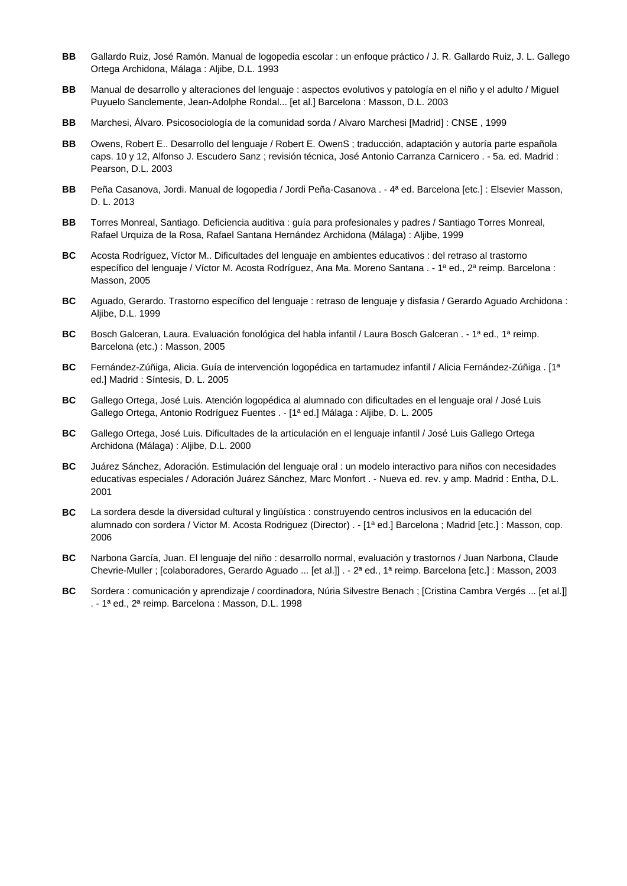**BB** Gallardo Ruiz, José Ramón. Manual de logopedia escolar : un enfoque práctico / J. R. Gallardo Ruiz, J. L. Gallego Ortega Archidona, Málaga : Aljibe, D.L. 1993

**BB** Manual de desarrollo y alteraciones del lenguaje : aspectos evolutivos y patología en el niño y el adulto / Miguel Puyuelo Sanclemente, Jean-Adolphe Rondal... [et al.] Barcelona : Masson, D.L. 2003

**BB** Marchesi, Álvaro. Psicosociología de la comunidad sorda / Alvaro Marchesi [Madrid] : CNSE , 1999

**BB** Owens, Robert E.. Desarrollo del lenguaje / Robert E. OwenS ; traducción, adaptación y autoría parte española caps. 10 y 12, Alfonso J. Escudero Sanz ; revisión técnica, José Antonio Carranza Carnicero . - 5a. ed. Madrid : Pearson, D.L. 2003

**BB** Peña Casanova, Jordi. Manual de logopedia / Jordi Peña-Casanova . - 4ª ed. Barcelona [etc.] : Elsevier Masson, D. L. 2013

**BB** Torres Monreal, Santiago. Deficiencia auditiva : guía para profesionales y padres / Santiago Torres Monreal, Rafael Urquiza de la Rosa, Rafael Santana Hernández Archidona (Málaga) : Aljibe, 1999

**BC** Acosta Rodríguez, Víctor M.. Dificultades del lenguaje en ambientes educativos : del retraso al trastorno específico del lenguaje / Víctor M. Acosta Rodríguez, Ana Ma. Moreno Santana . - 1ª ed., 2ª reimp. Barcelona : Masson, 2005

**BC** Aguado, Gerardo. Trastorno específico del lenguaje : retraso de lenguaje y disfasia / Gerardo Aguado Archidona : Aljibe, D.L. 1999

**BC** Bosch Galceran, Laura. Evaluación fonológica del habla infantil / Laura Bosch Galceran . - 1ª ed., 1ª reimp. Barcelona (etc.) : Masson, 2005

**BC** Fernández-Zúñiga, Alicia. Guía de intervención logopédica en tartamudez infantil / Alicia Fernández-Zúñiga . [1ª ed.] Madrid : Síntesis, D. L. 2005

**BC** Gallego Ortega, José Luis. Atención logopédica al alumnado con dificultades en el lenguaje oral / José Luis Gallego Ortega, Antonio Rodríguez Fuentes . - [1ª ed.] Málaga : Aljibe, D. L. 2005

**BC** Gallego Ortega, José Luis. Dificultades de la articulación en el lenguaje infantil / José Luis Gallego Ortega Archidona (Málaga) : Aljibe, D.L. 2000

**BC** Juárez Sánchez, Adoración. Estimulación del lenguaje oral : un modelo interactivo para niños con necesidades educativas especiales / Adoración Juárez Sánchez, Marc Monfort . - Nueva ed. rev. y amp. Madrid : Entha, D.L. 2001

**BC** La sordera desde la diversidad cultural y lingüística : construyendo centros inclusivos en la educación del alumnado con sordera / Victor M. Acosta Rodriguez (Director) . - [1ª ed.] Barcelona ; Madrid [etc.] : Masson, cop. 2006

**BC** Narbona García, Juan. El lenguaje del niño : desarrollo normal, evaluación y trastornos / Juan Narbona, Claude Chevrie-Muller ; [colaboradores, Gerardo Aguado ... [et al.]] . - 2ª ed., 1ª reimp. Barcelona [etc.] : Masson, 2003

**BC** Sordera : comunicación y aprendizaje / coordinadora, Núria Silvestre Benach ; [Cristina Cambra Vergés ... [et al.]] . - 1ª ed., 2ª reimp. Barcelona : Masson, D.L. 1998